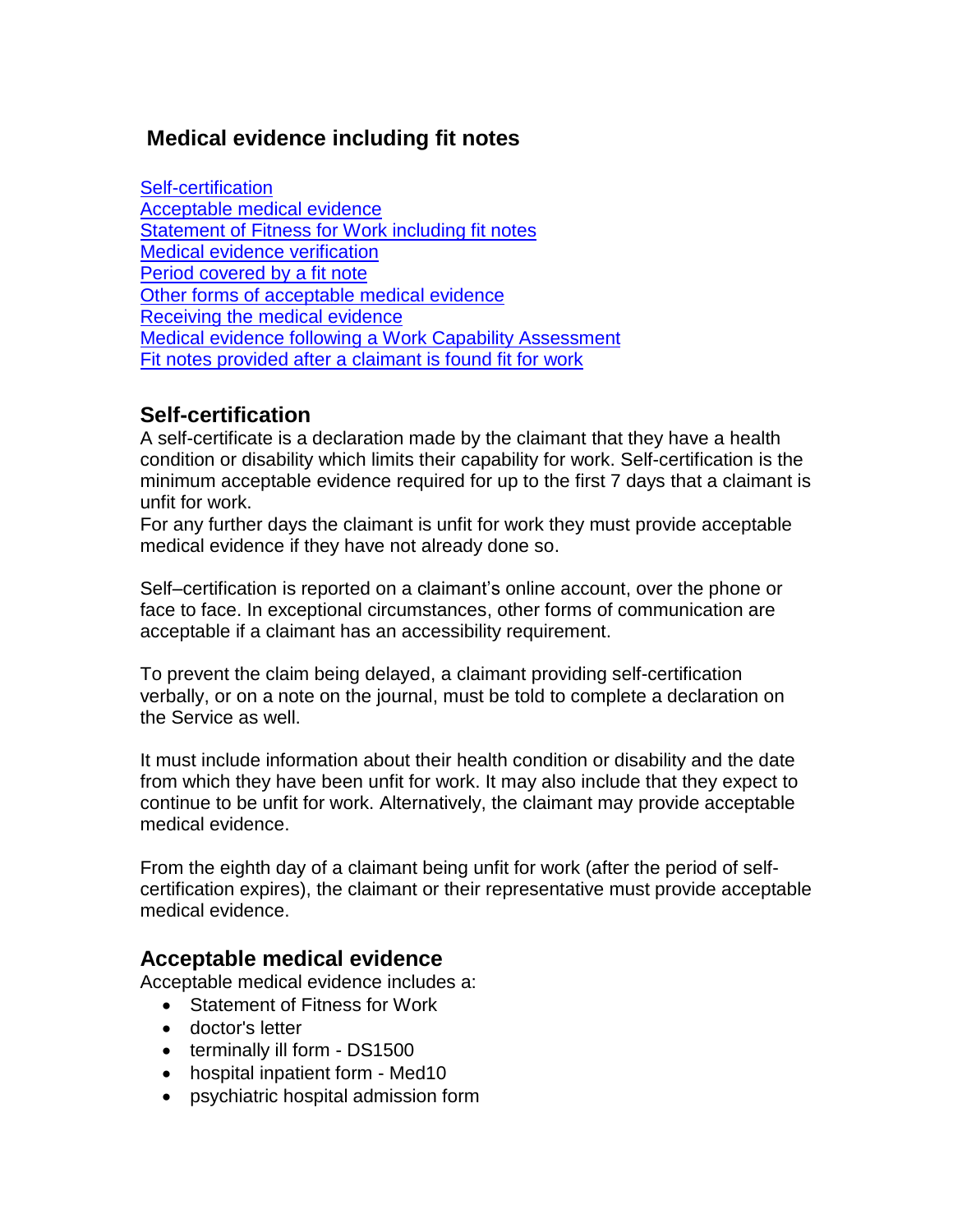# Medical evidence including fit notes

[Self-certification]
[Acceptable medical evidence]
[Statement of Fitness for Work including fit notes]
[Medical evidence verification]
[Period covered by a fit note]
[Other forms of acceptable medical evidence]
[Receiving the medical evidence]
[Medical evidence following a Work Capability Assessment]
[Fit notes provided after a claimant is found fit for work]

## Self-certification

A self-certificate is a declaration made by the claimant that they have a health condition or disability which limits their capability for work. Self-certification is the minimum acceptable evidence required for up to the first 7 days that a claimant is unfit for work.

For any further days the claimant is unfit for work they must provide acceptable medical evidence if they have not already done so.

Self–certification is reported on a claimant's online account, over the phone or face to face. In exceptional circumstances, other forms of communication are acceptable if a claimant has an accessibility requirement.

To prevent the claim being delayed, a claimant providing self-certification verbally, or on a note on the journal, must be told to complete a declaration on the Service as well.

It must include information about their health condition or disability and the date from which they have been unfit for work. It may also include that they expect to continue to be unfit for work. Alternatively, the claimant may provide acceptable medical evidence.

From the eighth day of a claimant being unfit for work (after the period of self-certification expires), the claimant or their representative must provide acceptable medical evidence.

## Acceptable medical evidence

Acceptable medical evidence includes a:

- Statement of Fitness for Work
- doctor's letter
- terminally ill form - DS1500
- hospital inpatient form - Med10
- psychiatric hospital admission form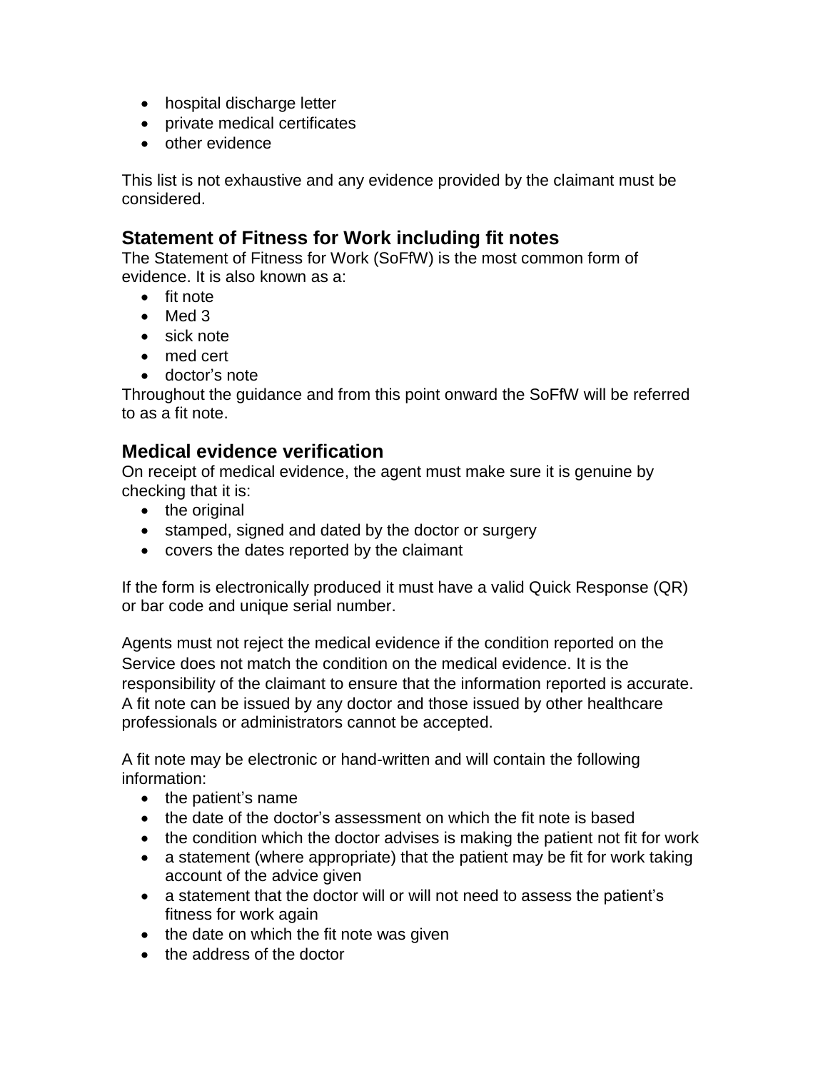- hospital discharge letter
- private medical certificates
- other evidence

This list is not exhaustive and any evidence provided by the claimant must be considered.

## Statement of Fitness for Work including fit notes

The Statement of Fitness for Work (SoFfW) is the most common form of evidence. It is also known as a:

- fit note
- Med 3
- sick note
- med cert
- doctor's note

Throughout the guidance and from this point onward the SoFfW will be referred to as a fit note.

## Medical evidence verification

On receipt of medical evidence, the agent must make sure it is genuine by checking that it is:

- the original
- stamped, signed and dated by the doctor or surgery
- covers the dates reported by the claimant

If the form is electronically produced it must have a valid Quick Response (QR) or bar code and unique serial number.

Agents must not reject the medical evidence if the condition reported on the Service does not match the condition on the medical evidence. It is the responsibility of the claimant to ensure that the information reported is accurate. A fit note can be issued by any doctor and those issued by other healthcare professionals or administrators cannot be accepted.

A fit note may be electronic or hand-written and will contain the following information:

- the patient's name
- the date of the doctor's assessment on which the fit note is based
- the condition which the doctor advises is making the patient not fit for work
- a statement (where appropriate) that the patient may be fit for work taking account of the advice given
- a statement that the doctor will or will not need to assess the patient's fitness for work again
- the date on which the fit note was given
- the address of the doctor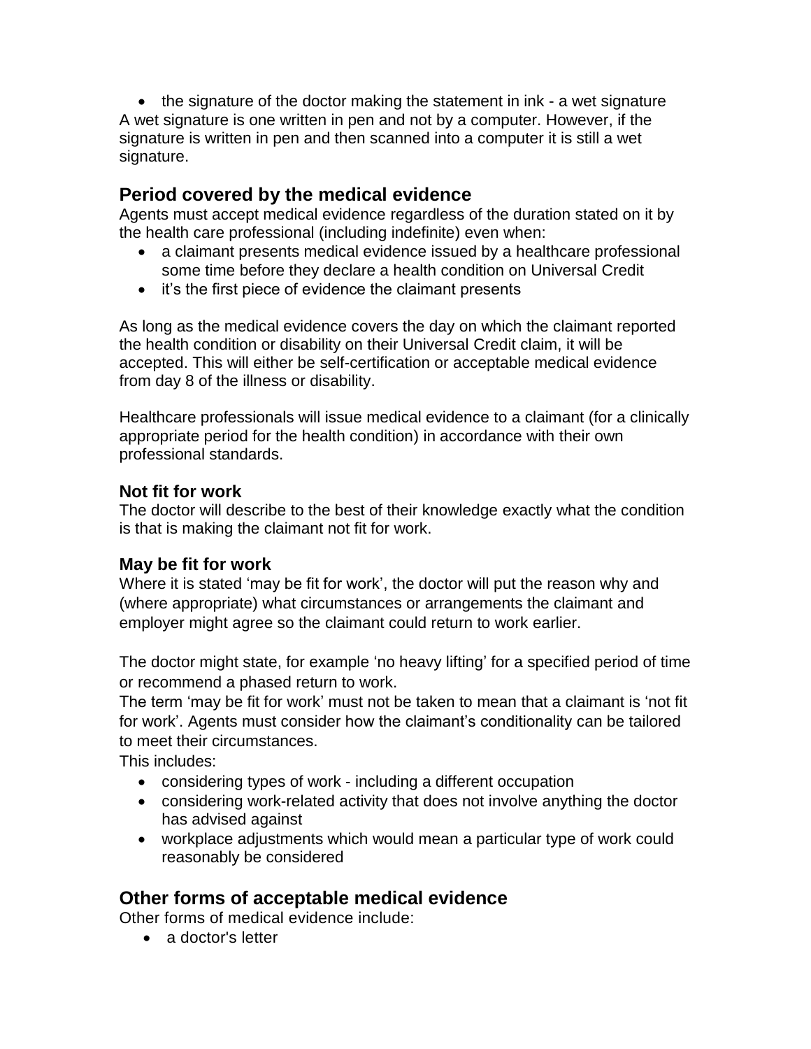- the signature of the doctor making the statement in ink - a wet signature

A wet signature is one written in pen and not by a computer. However, if the signature is written in pen and then scanned into a computer it is still a wet signature.

## Period covered by the medical evidence

Agents must accept medical evidence regardless of the duration stated on it by the health care professional (including indefinite) even when:

- a claimant presents medical evidence issued by a healthcare professional some time before they declare a health condition on Universal Credit
- it's the first piece of evidence the claimant presents

As long as the medical evidence covers the day on which the claimant reported the health condition or disability on their Universal Credit claim, it will be accepted. This will either be self-certification or acceptable medical evidence from day 8 of the illness or disability.

Healthcare professionals will issue medical evidence to a claimant (for a clinically appropriate period for the health condition) in accordance with their own professional standards.

### Not fit for work

The doctor will describe to the best of their knowledge exactly what the condition is that is making the claimant not fit for work.

### May be fit for work

Where it is stated 'may be fit for work', the doctor will put the reason why and (where appropriate) what circumstances or arrangements the claimant and employer might agree so the claimant could return to work earlier.

The doctor might state, for example 'no heavy lifting' for a specified period of time or recommend a phased return to work.

The term 'may be fit for work' must not be taken to mean that a claimant is 'not fit for work'. Agents must consider how the claimant's conditionality can be tailored to meet their circumstances.

This includes:

- considering types of work - including a different occupation
- considering work-related activity that does not involve anything the doctor has advised against
- workplace adjustments which would mean a particular type of work could reasonably be considered

## Other forms of acceptable medical evidence

Other forms of medical evidence include:

- a doctor's letter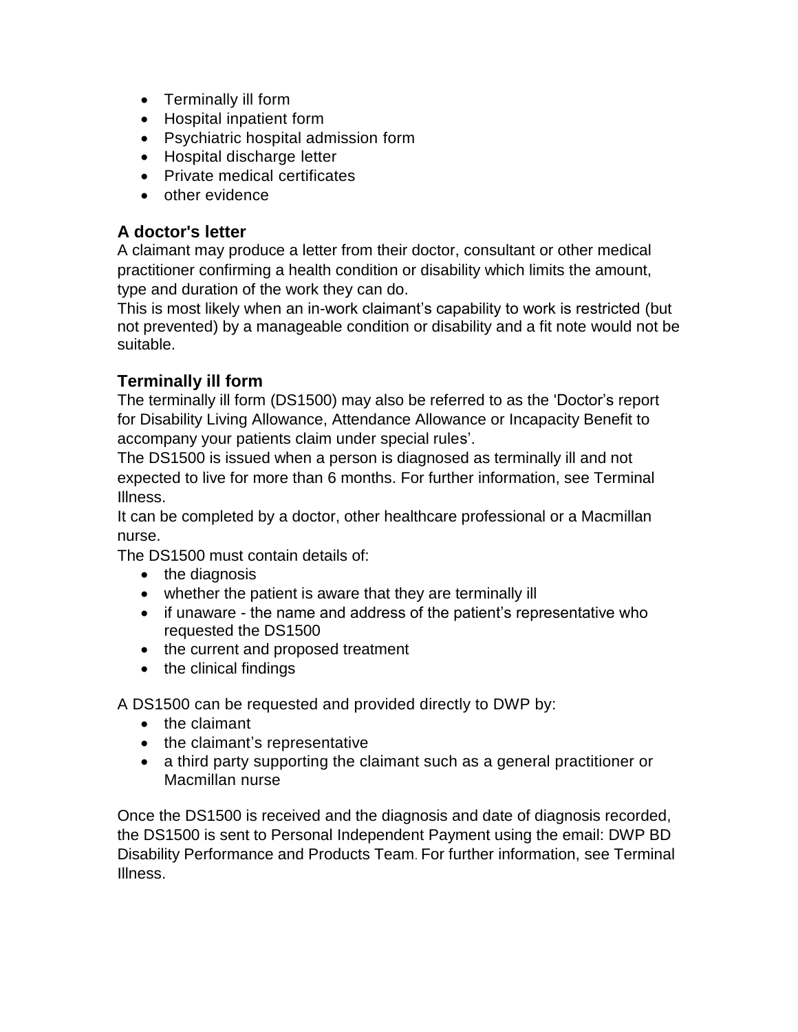- Terminally ill form
- Hospital inpatient form
- Psychiatric hospital admission form
- Hospital discharge letter
- Private medical certificates
- other evidence

### A doctor's letter

A claimant may produce a letter from their doctor, consultant or other medical practitioner confirming a health condition or disability which limits the amount, type and duration of the work they can do.

This is most likely when an in-work claimant's capability to work is restricted (but not prevented) by a manageable condition or disability and a fit note would not be suitable.

### Terminally ill form

The terminally ill form (DS1500) may also be referred to as the 'Doctor's report for Disability Living Allowance, Attendance Allowance or Incapacity Benefit to accompany your patients claim under special rules'.

The DS1500 is issued when a person is diagnosed as terminally ill and not expected to live for more than 6 months. For further information, see Terminal Illness.

It can be completed by a doctor, other healthcare professional or a Macmillan nurse.

The DS1500 must contain details of:

- the diagnosis
- whether the patient is aware that they are terminally ill
- if unaware - the name and address of the patient's representative who requested the DS1500
- the current and proposed treatment
- the clinical findings

A DS1500 can be requested and provided directly to DWP by:

- the claimant
- the claimant's representative
- a third party supporting the claimant such as a general practitioner or Macmillan nurse

Once the DS1500 is received and the diagnosis and date of diagnosis recorded, the DS1500 is sent to Personal Independent Payment using the email: DWP BD Disability Performance and Products Team. For further information, see Terminal Illness.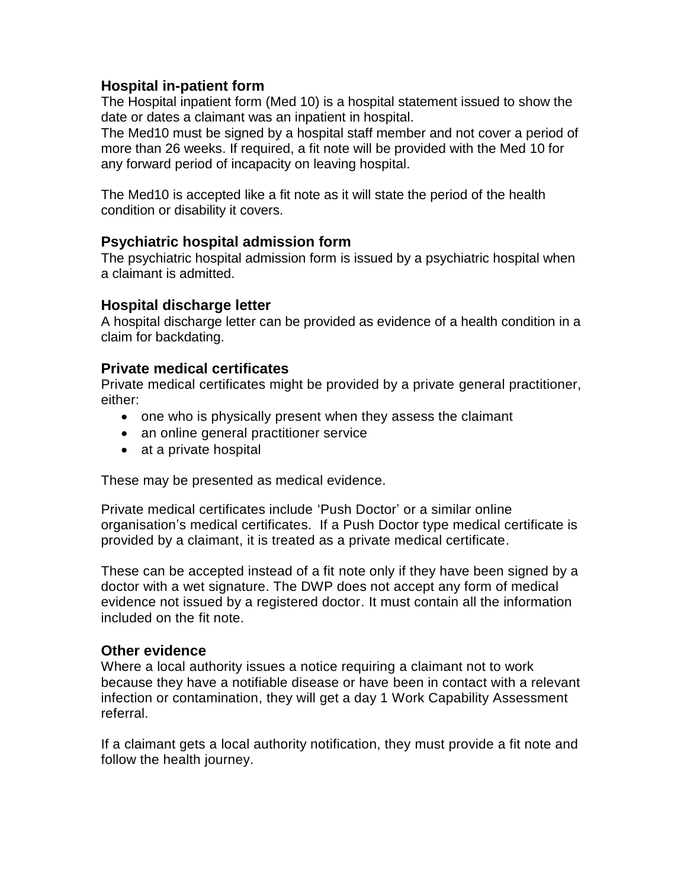### Hospital in-patient form

The Hospital inpatient form (Med 10) is a hospital statement issued to show the date or dates a claimant was an inpatient in hospital.
The Med10 must be signed by a hospital staff member and not cover a period of more than 26 weeks. If required, a fit note will be provided with the Med 10 for any forward period of incapacity on leaving hospital.

The Med10 is accepted like a fit note as it will state the period of the health condition or disability it covers.

### Psychiatric hospital admission form

The psychiatric hospital admission form is issued by a psychiatric hospital when a claimant is admitted.

### Hospital discharge letter

A hospital discharge letter can be provided as evidence of a health condition in a claim for backdating.

### Private medical certificates

Private medical certificates might be provided by a private general practitioner, either:

- one who is physically present when they assess the claimant
- an online general practitioner service
- at a private hospital

These may be presented as medical evidence.

Private medical certificates include 'Push Doctor' or a similar online organisation's medical certificates. If a Push Doctor type medical certificate is provided by a claimant, it is treated as a private medical certificate.

These can be accepted instead of a fit note only if they have been signed by a doctor with a wet signature. The DWP does not accept any form of medical evidence not issued by a registered doctor. It must contain all the information included on the fit note.

### Other evidence

Where a local authority issues a notice requiring a claimant not to work because they have a notifiable disease or have been in contact with a relevant infection or contamination, they will get a day 1 Work Capability Assessment referral.

If a claimant gets a local authority notification, they must provide a fit note and follow the health journey.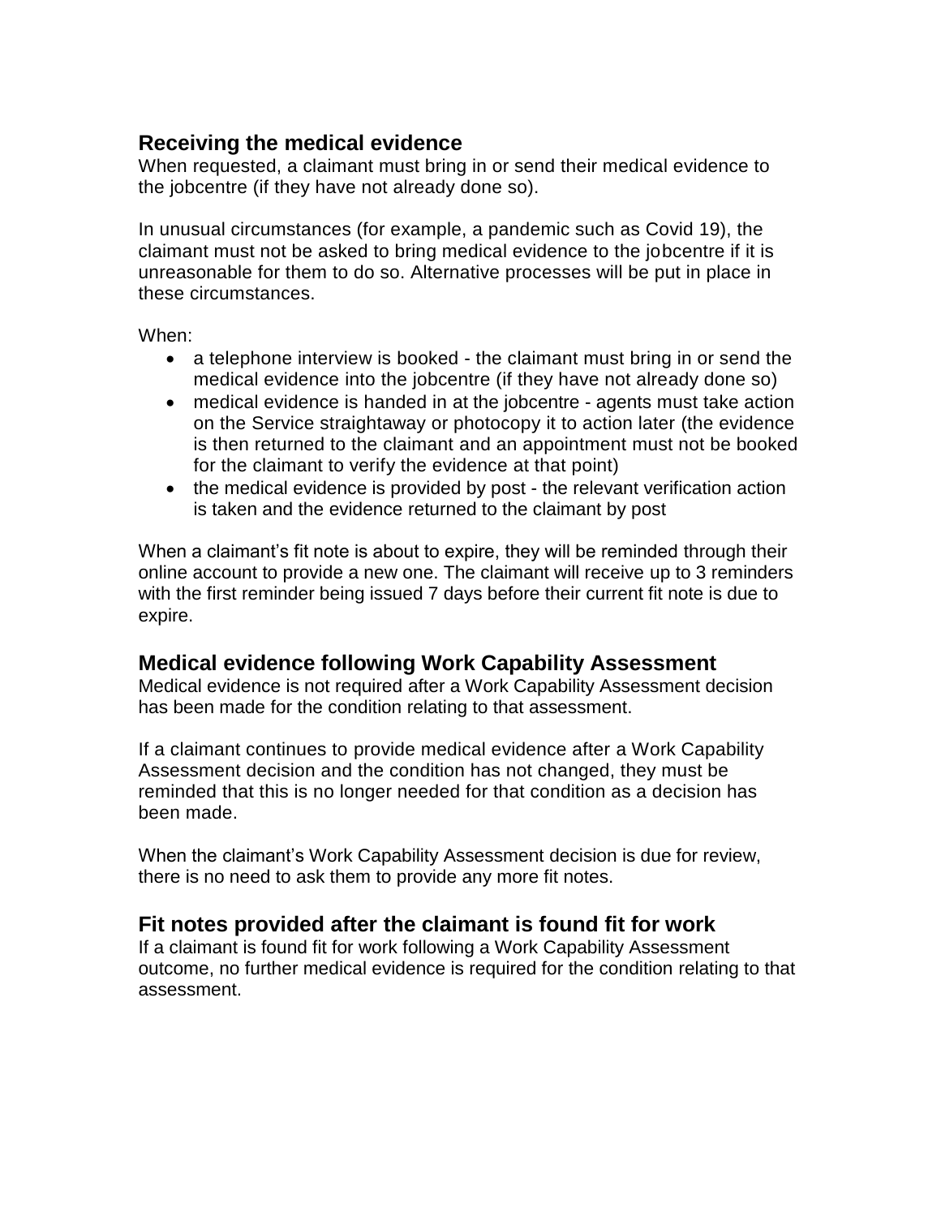## Receiving the medical evidence

When requested, a claimant must bring in or send their medical evidence to the jobcentre (if they have not already done so).

In unusual circumstances (for example, a pandemic such as Covid 19), the claimant must not be asked to bring medical evidence to the jobcentre if it is unreasonable for them to do so. Alternative processes will be put in place in these circumstances.

When:

- a telephone interview is booked - the claimant must bring in or send the medical evidence into the jobcentre (if they have not already done so)
- medical evidence is handed in at the jobcentre - agents must take action on the Service straightaway or photocopy it to action later (the evidence is then returned to the claimant and an appointment must not be booked for the claimant to verify the evidence at that point)
- the medical evidence is provided by post - the relevant verification action is taken and the evidence returned to the claimant by post

When a claimant's fit note is about to expire, they will be reminded through their online account to provide a new one. The claimant will receive up to 3 reminders with the first reminder being issued 7 days before their current fit note is due to expire.

## Medical evidence following Work Capability Assessment

Medical evidence is not required after a Work Capability Assessment decision has been made for the condition relating to that assessment.

If a claimant continues to provide medical evidence after a Work Capability Assessment decision and the condition has not changed, they must be reminded that this is no longer needed for that condition as a decision has been made.

When the claimant's Work Capability Assessment decision is due for review, there is no need to ask them to provide any more fit notes.

## Fit notes provided after the claimant is found fit for work

If a claimant is found fit for work following a Work Capability Assessment outcome, no further medical evidence is required for the condition relating to that assessment.